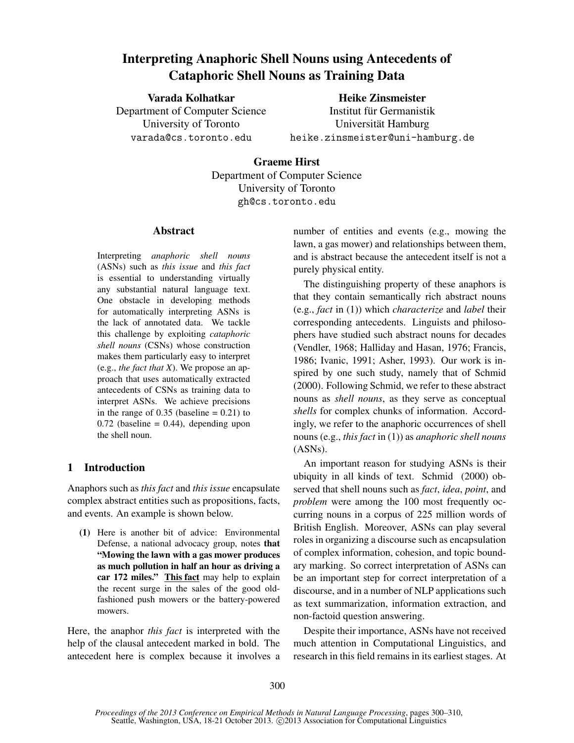# Interpreting Anaphoric Shell Nouns using Antecedents of Cataphoric Shell Nouns as Training Data

**Varada Kolhatkar**
Department of Computer Science
University of Toronto
varada@cs.toronto.edu

**Heike Zinsmeister**
Institut für Germanistik
Universität Hamburg
heike.zinsmeister@uni-hamburg.de

**Graeme Hirst**
Department of Computer Science
University of Toronto
gh@cs.toronto.edu

## Abstract

Interpreting *anaphoric shell nouns* (ASNs) such as *this issue* and *this fact* is essential to understanding virtually any substantial natural language text. One obstacle in developing methods for automatically interpreting ASNs is the lack of annotated data. We tackle this challenge by exploiting *cataphoric shell nouns* (CSNs) whose construction makes them particularly easy to interpret (e.g., *the fact that X*). We propose an approach that uses automatically extracted antecedents of CSNs as training data to interpret ASNs. We achieve precisions in the range of 0.35 (baseline = 0.21) to 0.72 (baseline = 0.44), depending upon the shell noun.

## 1 Introduction

Anaphors such as *this fact* and *this issue* encapsulate complex abstract entities such as propositions, facts, and events. An example is shown below.

**(1)** Here is another bit of advice: Environmental Defense, a national advocacy group, notes **that "Mowing the lawn with a gas mower produces as much pollution in half an hour as driving a car 172 miles."** <u>This fact</u> may help to explain the recent surge in the sales of the good old-fashioned push mowers or the battery-powered mowers.

Here, the anaphor *this fact* is interpreted with the help of the clausal antecedent marked in bold. The antecedent here is complex because it involves a number of entities and events (e.g., mowing the lawn, a gas mower) and relationships between them, and is abstract because the antecedent itself is not a purely physical entity.

The distinguishing property of these anaphors is that they contain semantically rich abstract nouns (e.g., *fact* in (1)) which *characterize* and *label* their corresponding antecedents. Linguists and philosophers have studied such abstract nouns for decades (Vendler, 1968; Halliday and Hasan, 1976; Francis, 1986; Ivanic, 1991; Asher, 1993). Our work is inspired by one such study, namely that of Schmid (2000). Following Schmid, we refer to these abstract nouns as *shell nouns*, as they serve as conceptual *shells* for complex chunks of information. Accordingly, we refer to the anaphoric occurrences of shell nouns (e.g., *this fact* in (1)) as *anaphoric shell nouns* (ASNs).

An important reason for studying ASNs is their ubiquity in all kinds of text. Schmid (2000) observed that shell nouns such as *fact*, *idea*, *point*, and *problem* were among the 100 most frequently occurring nouns in a corpus of 225 million words of British English. Moreover, ASNs can play several roles in organizing a discourse such as encapsulation of complex information, cohesion, and topic boundary marking. So correct interpretation of ASNs can be an important step for correct interpretation of a discourse, and in a number of NLP applications such as text summarization, information extraction, and non-factoid question answering.

Despite their importance, ASNs have not received much attention in Computational Linguistics, and research in this field remains in its earliest stages. At

Proceedings of the 2013 Conference on Empirical Methods in Natural Language Processing, pages 300–310, Seattle, Washington, USA, 18-21 October 2013. ©2013 Association for Computational Linguistics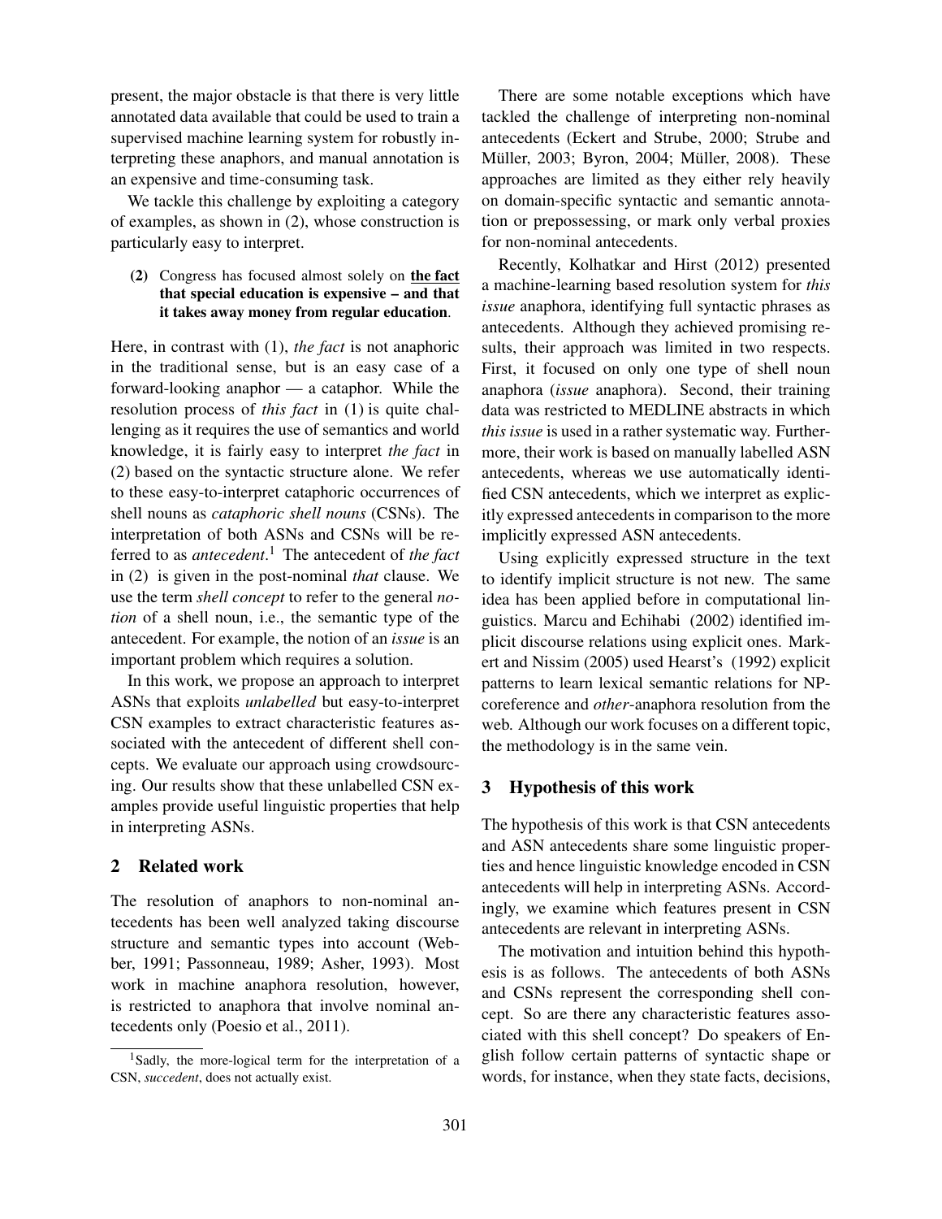present, the major obstacle is that there is very little annotated data available that could be used to train a supervised machine learning system for robustly interpreting these anaphors, and manual annotation is an expensive and time-consuming task.

We tackle this challenge by exploiting a category of examples, as shown in (2), whose construction is particularly easy to interpret.

**(2)** Congress has focused almost solely on **<u>the fact</u> that special education is expensive – and that it takes away money from regular education**.

Here, in contrast with (1), *the fact* is not anaphoric in the traditional sense, but is an easy case of a forward-looking anaphor — a cataphor. While the resolution process of *this fact* in (1) is quite challenging as it requires the use of semantics and world knowledge, it is fairly easy to interpret *the fact* in (2) based on the syntactic structure alone. We refer to these easy-to-interpret cataphoric occurrences of shell nouns as *cataphoric shell nouns* (CSNs). The interpretation of both ASNs and CSNs will be referred to as *antecedent*.[1] The antecedent of *the fact* in (2) is given in the post-nominal *that* clause. We use the term *shell concept* to refer to the general *notion* of a shell noun, i.e., the semantic type of the antecedent. For example, the notion of an *issue* is an important problem which requires a solution.

In this work, we propose an approach to interpret ASNs that exploits *unlabelled* but easy-to-interpret CSN examples to extract characteristic features associated with the antecedent of different shell concepts. We evaluate our approach using crowdsourcing. Our results show that these unlabelled CSN examples provide useful linguistic properties that help in interpreting ASNs.

## 2 Related work

The resolution of anaphors to non-nominal antecedents has been well analyzed taking discourse structure and semantic types into account (Webber, 1991; Passonneau, 1989; Asher, 1993). Most work in machine anaphora resolution, however, is restricted to anaphora that involve nominal antecedents only (Poesio et al., 2011).

There are some notable exceptions which have tackled the challenge of interpreting non-nominal antecedents (Eckert and Strube, 2000; Strube and Müller, 2003; Byron, 2004; Müller, 2008). These approaches are limited as they either rely heavily on domain-specific syntactic and semantic annotation or prepossessing, or mark only verbal proxies for non-nominal antecedents.

Recently, Kolhatkar and Hirst (2012) presented a machine-learning based resolution system for *this issue* anaphora, identifying full syntactic phrases as antecedents. Although they achieved promising results, their approach was limited in two respects. First, it focused on only one type of shell noun anaphora (*issue* anaphora). Second, their training data was restricted to MEDLINE abstracts in which *this issue* is used in a rather systematic way. Furthermore, their work is based on manually labelled ASN antecedents, whereas we use automatically identified CSN antecedents, which we interpret as explicitly expressed antecedents in comparison to the more implicitly expressed ASN antecedents.

Using explicitly expressed structure in the text to identify implicit structure is not new. The same idea has been applied before in computational linguistics. Marcu and Echihabi (2002) identified implicit discourse relations using explicit ones. Markert and Nissim (2005) used Hearst's (1992) explicit patterns to learn lexical semantic relations for NP-coreference and *other*-anaphora resolution from the web. Although our work focuses on a different topic, the methodology is in the same vein.

## 3 Hypothesis of this work

The hypothesis of this work is that CSN antecedents and ASN antecedents share some linguistic properties and hence linguistic knowledge encoded in CSN antecedents will help in interpreting ASNs. Accordingly, we examine which features present in CSN antecedents are relevant in interpreting ASNs.

The motivation and intuition behind this hypothesis is as follows. The antecedents of both ASNs and CSNs represent the corresponding shell concept. So are there any characteristic features associated with this shell concept? Do speakers of English follow certain patterns of syntactic shape or words, for instance, when they state facts, decisions,

[1] Sadly, the more-logical term for the interpretation of a CSN, *succedent*, does not actually exist.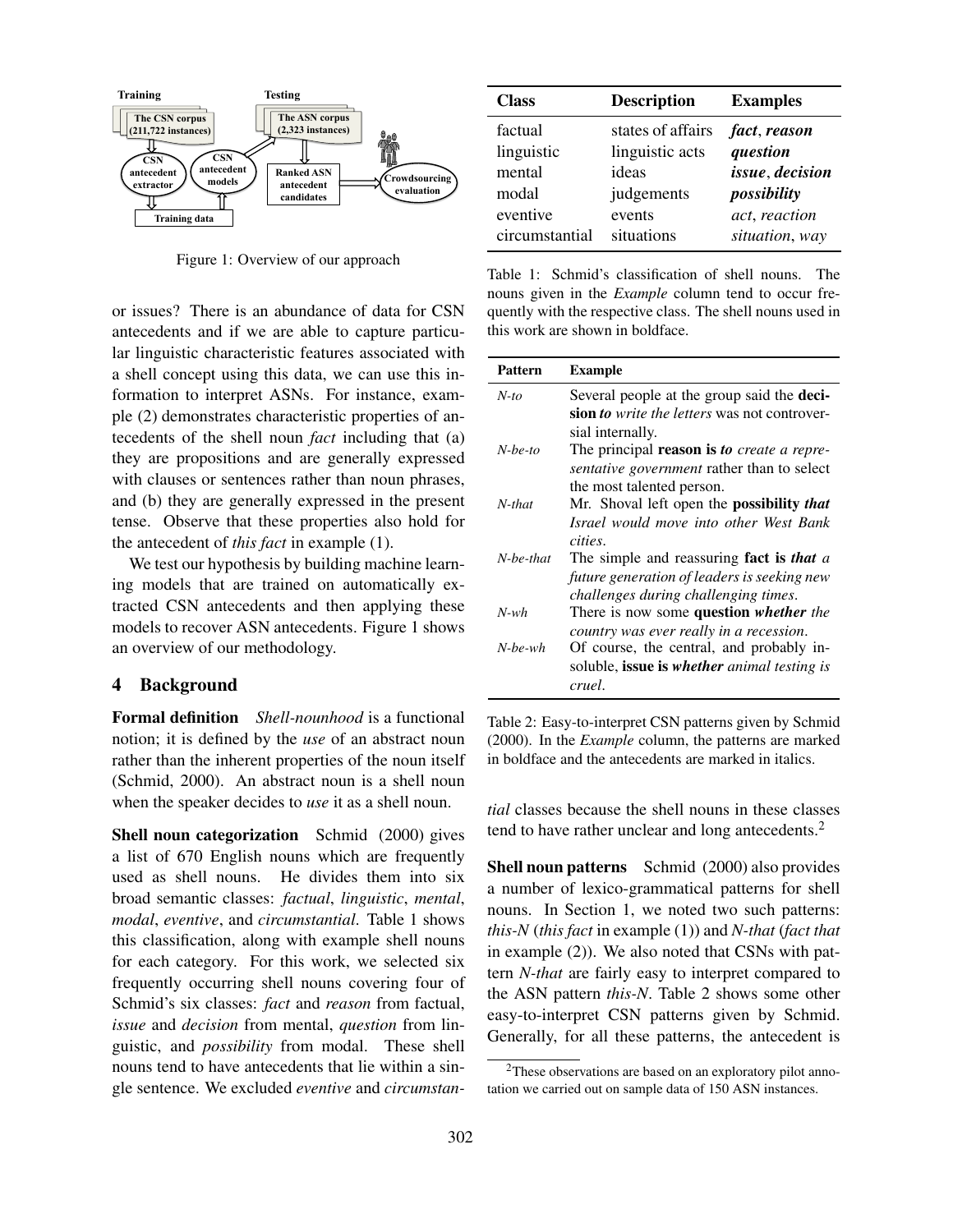Figure 1: Overview of our approach

or issues? There is an abundance of data for CSN antecedents and if we are able to capture particular linguistic characteristic features associated with a shell concept using this data, we can use this information to interpret ASNs. For instance, example (2) demonstrates characteristic properties of antecedents of the shell noun *fact* including that (a) they are propositions and are generally expressed with clauses or sentences rather than noun phrases, and (b) they are generally expressed in the present tense. Observe that these properties also hold for the antecedent of *this fact* in example (1).

We test our hypothesis by building machine learning models that are trained on automatically extracted CSN antecedents and then applying these models to recover ASN antecedents. Figure 1 shows an overview of our methodology.

## 4 Background

**Formal definition** *Shell-nounhood* is a functional notion; it is defined by the *use* of an abstract noun rather than the inherent properties of the noun itself (Schmid, 2000). An abstract noun is a shell noun when the speaker decides to *use* it as a shell noun.

**Shell noun categorization** Schmid (2000) gives a list of 670 English nouns which are frequently used as shell nouns. He divides them into six broad semantic classes: *factual*, *linguistic*, *mental*, *modal*, *eventive*, and *circumstantial*. Table 1 shows this classification, along with example shell nouns for each category. For this work, we selected six frequently occurring shell nouns covering four of Schmid's six classes: *fact* and *reason* from factual, *issue* and *decision* from mental, *question* from linguistic, and *possibility* from modal. These shell nouns tend to have antecedents that lie within a single sentence. We excluded *eventive* and *circumstantial* classes because the shell nouns in these classes tend to have rather unclear and long antecedents.[2]

| Class | Description | Examples |
|---|---|---|
| factual | states of affairs | ***fact***, ***reason*** |
| linguistic | linguistic acts | ***question*** |
| mental | ideas | ***issue***, ***decision*** |
| modal | judgements | ***possibility*** |
| eventive | events | *act*, *reaction* |
| circumstantial | situations | *situation*, *way* |

Table 1: Schmid's classification of shell nouns. The nouns given in the *Example* column tend to occur frequently with the respective class. The shell nouns used in this work are shown in boldface.

| Pattern | Example |
|---|---|
| *N-to* | Several people at the group said the **decision *to*** *write the letters* was not controversial internally. |
| *N-be-to* | The principal **reason is *to*** *create a representative government* rather than to select the most talented person. |
| *N-that* | Mr. Shoval left open the **possibility *that*** *Israel would move into other West Bank cities*. |
| *N-be-that* | The simple and reassuring **fact is *that*** *a future generation of leaders is seeking new challenges during challenging times*. |
| *N-wh* | There is now some **question *whether*** *the country was ever really in a recession*. |
| *N-be-wh* | Of course, the central, and probably insoluble, **issue is *whether*** *animal testing is cruel*. |

Table 2: Easy-to-interpret CSN patterns given by Schmid (2000). In the *Example* column, the patterns are marked in boldface and the antecedents are marked in italics.

**Shell noun patterns** Schmid (2000) also provides a number of lexico-grammatical patterns for shell nouns. In Section 1, we noted two such patterns: *this-N* (*this fact* in example (1)) and *N-that* (*fact that* in example (2)). We also noted that CSNs with pattern *N-that* are fairly easy to interpret compared to the ASN pattern *this-N*. Table 2 shows some other easy-to-interpret CSN patterns given by Schmid. Generally, for all these patterns, the antecedent is

[2] These observations are based on an exploratory pilot annotation we carried out on sample data of 150 ASN instances.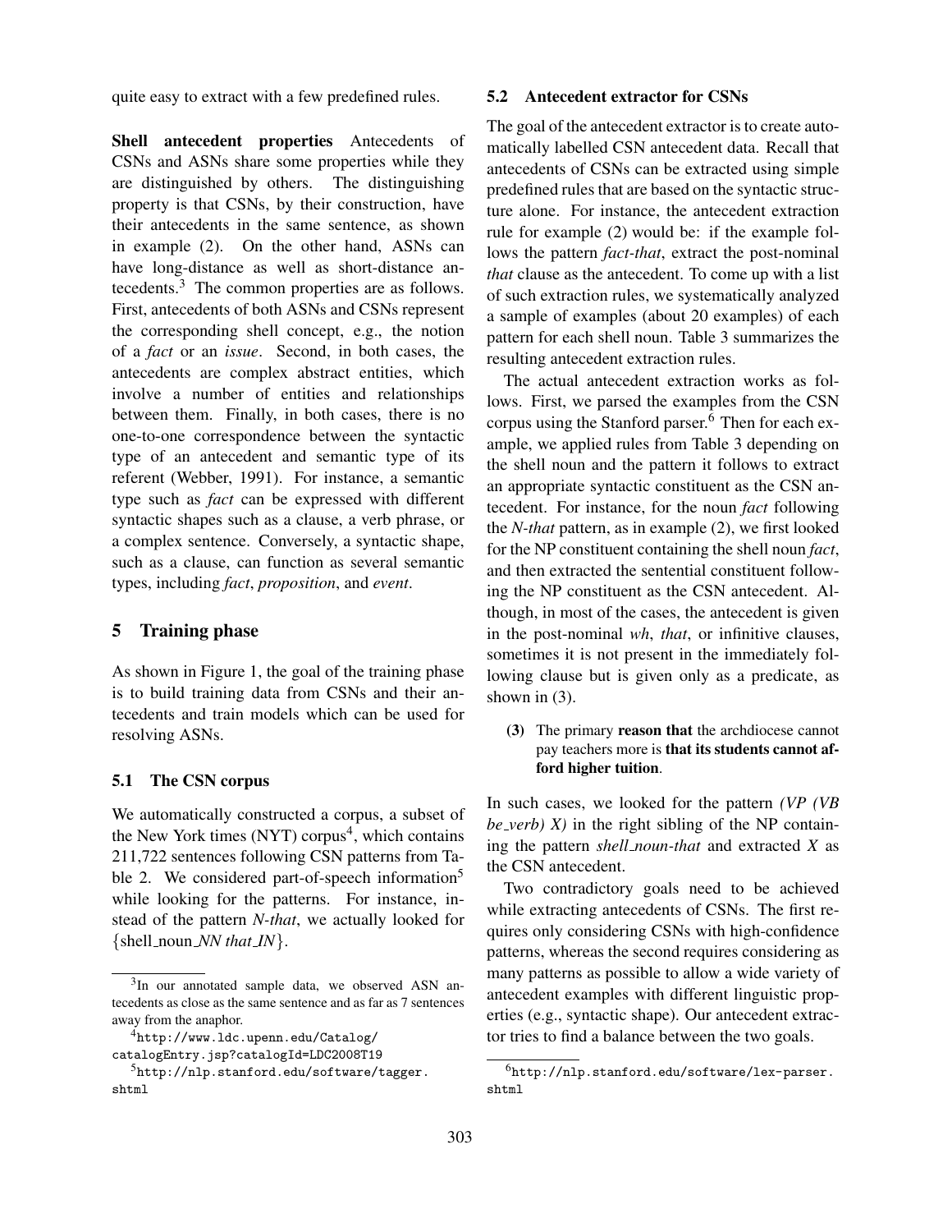quite easy to extract with a few predefined rules.

**Shell antecedent properties** Antecedents of CSNs and ASNs share some properties while they are distinguished by others. The distinguishing property is that CSNs, by their construction, have their antecedents in the same sentence, as shown in example (2). On the other hand, ASNs can have long-distance as well as short-distance antecedents.[3] The common properties are as follows. First, antecedents of both ASNs and CSNs represent the corresponding shell concept, e.g., the notion of a *fact* or an *issue*. Second, in both cases, the antecedents are complex abstract entities, which involve a number of entities and relationships between them. Finally, in both cases, there is no one-to-one correspondence between the syntactic type of an antecedent and semantic type of its referent (Webber, 1991). For instance, a semantic type such as *fact* can be expressed with different syntactic shapes such as a clause, a verb phrase, or a complex sentence. Conversely, a syntactic shape, such as a clause, can function as several semantic types, including *fact*, *proposition*, and *event*.

## 5 Training phase

As shown in Figure 1, the goal of the training phase is to build training data from CSNs and their antecedents and train models which can be used for resolving ASNs.

### 5.1 The CSN corpus

We automatically constructed a corpus, a subset of the New York times (NYT) corpus[4], which contains 211,722 sentences following CSN patterns from Table 2. We considered part-of-speech information[5] while looking for the patterns. For instance, instead of the pattern *N-that*, we actually looked for {shell_noun_*NN that_IN*}.

[3]In our annotated sample data, we observed ASN antecedents as close as the same sentence and as far as 7 sentences away from the anaphor.

[4]http://www.ldc.upenn.edu/Catalog/catalogEntry.jsp?catalogId=LDC2008T19

[5]http://nlp.stanford.edu/software/tagger.shtml

### 5.2 Antecedent extractor for CSNs

The goal of the antecedent extractor is to create automatically labelled CSN antecedent data. Recall that antecedents of CSNs can be extracted using simple predefined rules that are based on the syntactic structure alone. For instance, the antecedent extraction rule for example (2) would be: if the example follows the pattern *fact-that*, extract the post-nominal *that* clause as the antecedent. To come up with a list of such extraction rules, we systematically analyzed a sample of examples (about 20 examples) of each pattern for each shell noun. Table 3 summarizes the resulting antecedent extraction rules.

The actual antecedent extraction works as follows. First, we parsed the examples from the CSN corpus using the Stanford parser.[6] Then for each example, we applied rules from Table 3 depending on the shell noun and the pattern it follows to extract an appropriate syntactic constituent as the CSN antecedent. For instance, for the noun *fact* following the *N-that* pattern, as in example (2), we first looked for the NP constituent containing the shell noun *fact*, and then extracted the sentential constituent following the NP constituent as the CSN antecedent. Although, in most of the cases, the antecedent is given in the post-nominal *wh*, *that*, or infinitive clauses, sometimes it is not present in the immediately following clause but is given only as a predicate, as shown in (3).

**(3)** The primary **reason that** the archdiocese cannot pay teachers more is **that its students cannot afford higher tuition**.

In such cases, we looked for the pattern *(VP (VB be_verb) X)* in the right sibling of the NP containing the pattern *shell_noun-that* and extracted *X* as the CSN antecedent.

Two contradictory goals need to be achieved while extracting antecedents of CSNs. The first requires only considering CSNs with high-confidence patterns, whereas the second requires considering as many patterns as possible to allow a wide variety of antecedent examples with different linguistic properties (e.g., syntactic shape). Our antecedent extractor tries to find a balance between the two goals.

[6]http://nlp.stanford.edu/software/lex-parser.shtml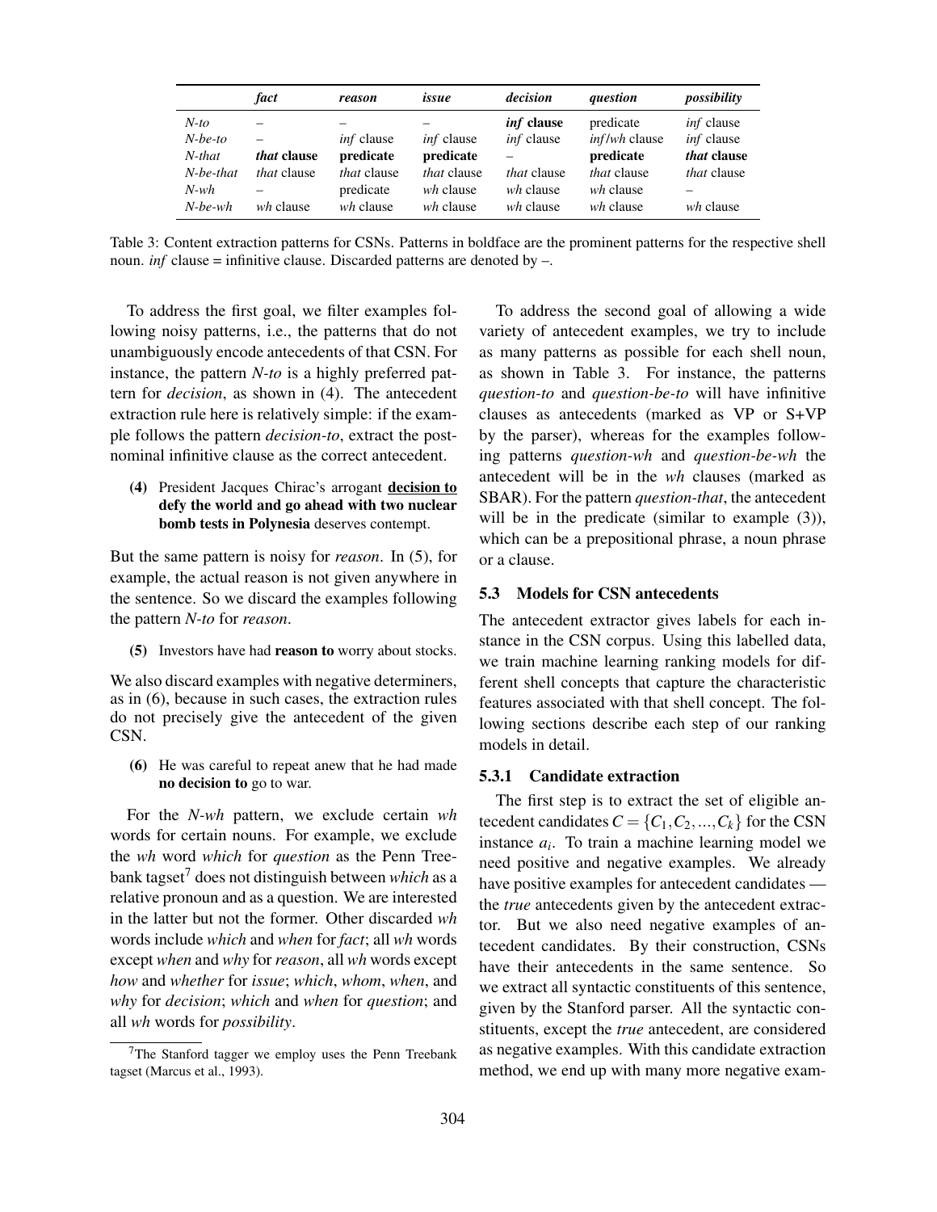|  | *fact* | *reason* | *issue* | *decision* | *question* | *possibility* |
|---|---|---|---|---|---|---|
| *N-to* | – | – | – | ***inf* clause** | predicate | *inf* clause |
| *N-be-to* | – | *inf* clause | *inf* clause | *inf* clause | *inf*/*wh* clause | *inf* clause |
| *N-that* | ***that* clause** | **predicate** | **predicate** | – | **predicate** | ***that* clause** |
| *N-be-that* | *that* clause | *that* clause | *that* clause | *that* clause | *that* clause | *that* clause |
| *N-wh* | – | predicate | *wh* clause | *wh* clause | *wh* clause | – |
| *N-be-wh* | *wh* clause | *wh* clause | *wh* clause | *wh* clause | *wh* clause | *wh* clause |

Table 3: Content extraction patterns for CSNs. Patterns in boldface are the prominent patterns for the respective shell noun. *inf* clause = infinitive clause. Discarded patterns are denoted by –.

To address the first goal, we filter examples following noisy patterns, i.e., the patterns that do not unambiguously encode antecedents of that CSN. For instance, the pattern *N-to* is a highly preferred pattern for *decision*, as shown in (4). The antecedent extraction rule here is relatively simple: if the example follows the pattern *decision-to*, extract the post-nominal infinitive clause as the correct antecedent.

**(4)** President Jacques Chirac's arrogant **decision to defy the world and go ahead with two nuclear bomb tests in Polynesia** deserves contempt.

But the same pattern is noisy for *reason*. In (5), for example, the actual reason is not given anywhere in the sentence. So we discard the examples following the pattern *N-to* for *reason*.

**(5)** Investors have had **reason to** worry about stocks.

We also discard examples with negative determiners, as in (6), because in such cases, the extraction rules do not precisely give the antecedent of the given CSN.

**(6)** He was careful to repeat anew that he had made **no decision to** go to war.

For the *N-wh* pattern, we exclude certain *wh* words for certain nouns. For example, we exclude the *wh* word *which* for *question* as the Penn Treebank tagset[7] does not distinguish between *which* as a relative pronoun and as a question. We are interested in the latter but not the former. Other discarded *wh* words include *which* and *when* for *fact*; all *wh* words except *when* and *why* for *reason*, all *wh* words except *how* and *whether* for *issue*; *which*, *whom*, *when*, and *why* for *decision*; *which* and *when* for *question*; and all *wh* words for *possibility*.

[7]The Stanford tagger we employ uses the Penn Treebank tagset (Marcus et al., 1993).

To address the second goal of allowing a wide variety of antecedent examples, we try to include as many patterns as possible for each shell noun, as shown in Table 3. For instance, the patterns *question-to* and *question-be-to* will have infinitive clauses as antecedents (marked as VP or S+VP by the parser), whereas for the examples following patterns *question-wh* and *question-be-wh* the antecedent will be in the *wh* clauses (marked as SBAR). For the pattern *question-that*, the antecedent will be in the predicate (similar to example (3)), which can be a prepositional phrase, a noun phrase or a clause.

### 5.3 Models for CSN antecedents

The antecedent extractor gives labels for each instance in the CSN corpus. Using this labelled data, we train machine learning ranking models for different shell concepts that capture the characteristic features associated with that shell concept. The following sections describe each step of our ranking models in detail.

#### 5.3.1 Candidate extraction

The first step is to extract the set of eligible antecedent candidates $C = \{C_1, C_2, ..., C_k\}$ for the CSN instance $a_i$. To train a machine learning model we need positive and negative examples. We already have positive examples for antecedent candidates — the *true* antecedents given by the antecedent extractor. But we also need negative examples of antecedent candidates. By their construction, CSNs have their antecedents in the same sentence. So we extract all syntactic constituents of this sentence, given by the Stanford parser. All the syntactic constituents, except the *true* antecedent, are considered as negative examples. With this candidate extraction method, we end up with many more negative exam-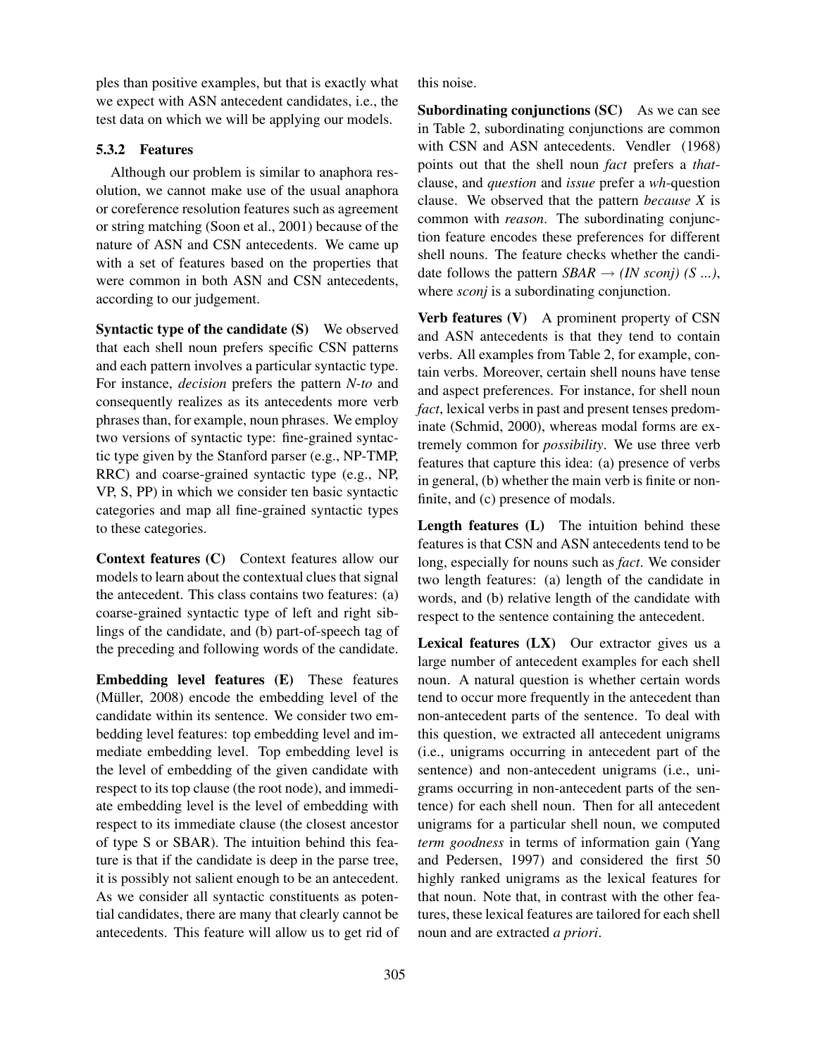ples than positive examples, but that is exactly what we expect with ASN antecedent candidates, i.e., the test data on which we will be applying our models.

### 5.3.2 Features

Although our problem is similar to anaphora resolution, we cannot make use of the usual anaphora or coreference resolution features such as agreement or string matching (Soon et al., 2001) because of the nature of ASN and CSN antecedents. We came up with a set of features based on the properties that were common in both ASN and CSN antecedents, according to our judgement.

**Syntactic type of the candidate (S)** We observed that each shell noun prefers specific CSN patterns and each pattern involves a particular syntactic type. For instance, *decision* prefers the pattern *N-to* and consequently realizes as its antecedents more verb phrases than, for example, noun phrases. We employ two versions of syntactic type: fine-grained syntactic type given by the Stanford parser (e.g., NP-TMP, RRC) and coarse-grained syntactic type (e.g., NP, VP, S, PP) in which we consider ten basic syntactic categories and map all fine-grained syntactic types to these categories.

**Context features (C)** Context features allow our models to learn about the contextual clues that signal the antecedent. This class contains two features: (a) coarse-grained syntactic type of left and right siblings of the candidate, and (b) part-of-speech tag of the preceding and following words of the candidate.

**Embedding level features (E)** These features (Müller, 2008) encode the embedding level of the candidate within its sentence. We consider two embedding level features: top embedding level and immediate embedding level. Top embedding level is the level of embedding of the given candidate with respect to its top clause (the root node), and immediate embedding level is the level of embedding with respect to its immediate clause (the closest ancestor of type S or SBAR). The intuition behind this feature is that if the candidate is deep in the parse tree, it is possibly not salient enough to be an antecedent. As we consider all syntactic constituents as potential candidates, there are many that clearly cannot be antecedents. This feature will allow us to get rid of this noise.

**Subordinating conjunctions (SC)** As we can see in Table 2, subordinating conjunctions are common with CSN and ASN antecedents. Vendler (1968) points out that the shell noun *fact* prefers a *that*-clause, and *question* and *issue* prefer a *wh*-question clause. We observed that the pattern *because X* is common with *reason*. The subordinating conjunction feature encodes these preferences for different shell nouns. The feature checks whether the candidate follows the pattern *SBAR* $\rightarrow$ *(IN sconj) (S ...)*, where *sconj* is a subordinating conjunction.

**Verb features (V)** A prominent property of CSN and ASN antecedents is that they tend to contain verbs. All examples from Table 2, for example, contain verbs. Moreover, certain shell nouns have tense and aspect preferences. For instance, for shell noun *fact*, lexical verbs in past and present tenses predominate (Schmid, 2000), whereas modal forms are extremely common for *possibility*. We use three verb features that capture this idea: (a) presence of verbs in general, (b) whether the main verb is finite or non-finite, and (c) presence of modals.

**Length features (L)** The intuition behind these features is that CSN and ASN antecedents tend to be long, especially for nouns such as *fact*. We consider two length features: (a) length of the candidate in words, and (b) relative length of the candidate with respect to the sentence containing the antecedent.

**Lexical features (LX)** Our extractor gives us a large number of antecedent examples for each shell noun. A natural question is whether certain words tend to occur more frequently in the antecedent than non-antecedent parts of the sentence. To deal with this question, we extracted all antecedent unigrams (i.e., unigrams occurring in antecedent part of the sentence) and non-antecedent unigrams (i.e., unigrams occurring in non-antecedent parts of the sentence) for each shell noun. Then for all antecedent unigrams for a particular shell noun, we computed *term goodness* in terms of information gain (Yang and Pedersen, 1997) and considered the first 50 highly ranked unigrams as the lexical features for that noun. Note that, in contrast with the other features, these lexical features are tailored for each shell noun and are extracted *a priori*.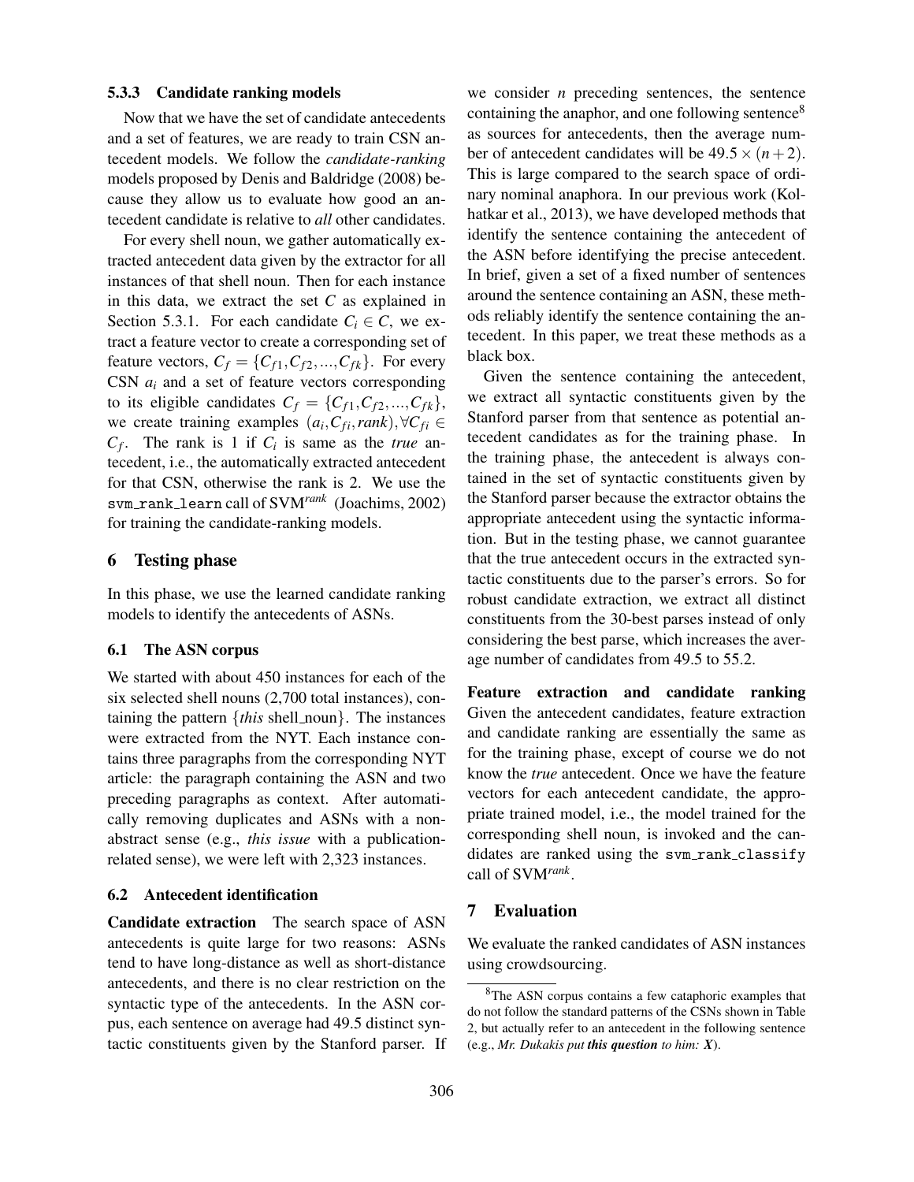#### 5.3.3 Candidate ranking models

Now that we have the set of candidate antecedents and a set of features, we are ready to train CSN antecedent models. We follow the *candidate-ranking* models proposed by Denis and Baldridge (2008) because they allow us to evaluate how good an antecedent candidate is relative to *all* other candidates.

For every shell noun, we gather automatically extracted antecedent data given by the extractor for all instances of that shell noun. Then for each instance in this data, we extract the set $C$ as explained in Section 5.3.1. For each candidate $C_i \in C$, we extract a feature vector to create a corresponding set of feature vectors, $C_f = \{C_{f1}, C_{f2}, ..., C_{fk}\}$. For every CSN $a_i$ and a set of feature vectors corresponding to its eligible candidates $C_f = \{C_{f1}, C_{f2}, ..., C_{fk}\}$, we create training examples $(a_i, C_{fi}, rank), \forall C_{fi} \in C_f$. The rank is 1 if $C_i$ is same as the *true* antecedent, i.e., the automatically extracted antecedent for that CSN, otherwise the rank is 2. We use the `svm_rank_learn` call of SVM*rank* (Joachims, 2002) for training the candidate-ranking models.

## 6 Testing phase

In this phase, we use the learned candidate ranking models to identify the antecedents of ASNs.

### 6.1 The ASN corpus

We started with about 450 instances for each of the six selected shell nouns (2,700 total instances), containing the pattern {*this* shell_noun}. The instances were extracted from the NYT. Each instance contains three paragraphs from the corresponding NYT article: the paragraph containing the ASN and two preceding paragraphs as context. After automatically removing duplicates and ASNs with a non-abstract sense (e.g., *this issue* with a publication-related sense), we were left with 2,323 instances.

### 6.2 Antecedent identification

**Candidate extraction** The search space of ASN antecedents is quite large for two reasons: ASNs tend to have long-distance as well as short-distance antecedents, and there is no clear restriction on the syntactic type of the antecedents. In the ASN corpus, each sentence on average had 49.5 distinct syntactic constituents given by the Stanford parser. If we consider $n$ preceding sentences, the sentence containing the anaphor, and one following sentence[8] as sources for antecedents, then the average number of antecedent candidates will be $49.5 \times (n+2)$. This is large compared to the search space of ordinary nominal anaphora. In our previous work (Kolhatkar et al., 2013), we have developed methods that identify the sentence containing the antecedent of the ASN before identifying the precise antecedent. In brief, given a set of a fixed number of sentences around the sentence containing an ASN, these methods reliably identify the sentence containing the antecedent. In this paper, we treat these methods as a black box.

Given the sentence containing the antecedent, we extract all syntactic constituents given by the Stanford parser from that sentence as potential antecedent candidates as for the training phase. In the training phase, the antecedent is always contained in the set of syntactic constituents given by the Stanford parser because the extractor obtains the appropriate antecedent using the syntactic information. But in the testing phase, we cannot guarantee that the true antecedent occurs in the extracted syntactic constituents due to the parser's errors. So for robust candidate extraction, we extract all distinct constituents from the 30-best parses instead of only considering the best parse, which increases the average number of candidates from 49.5 to 55.2.

**Feature extraction and candidate ranking** Given the antecedent candidates, feature extraction and candidate ranking are essentially the same as for the training phase, except of course we do not know the *true* antecedent. Once we have the feature vectors for each antecedent candidate, the appropriate trained model, i.e., the model trained for the corresponding shell noun, is invoked and the candidates are ranked using the `svm_rank_classify` call of SVM*rank*.

## 7 Evaluation

We evaluate the ranked candidates of ASN instances using crowdsourcing.

[8] The ASN corpus contains a few cataphoric examples that do not follow the standard patterns of the CSNs shown in Table 2, but actually refer to an antecedent in the following sentence (e.g., *Mr. Dukakis put* ***this question*** *to him:* ***X***).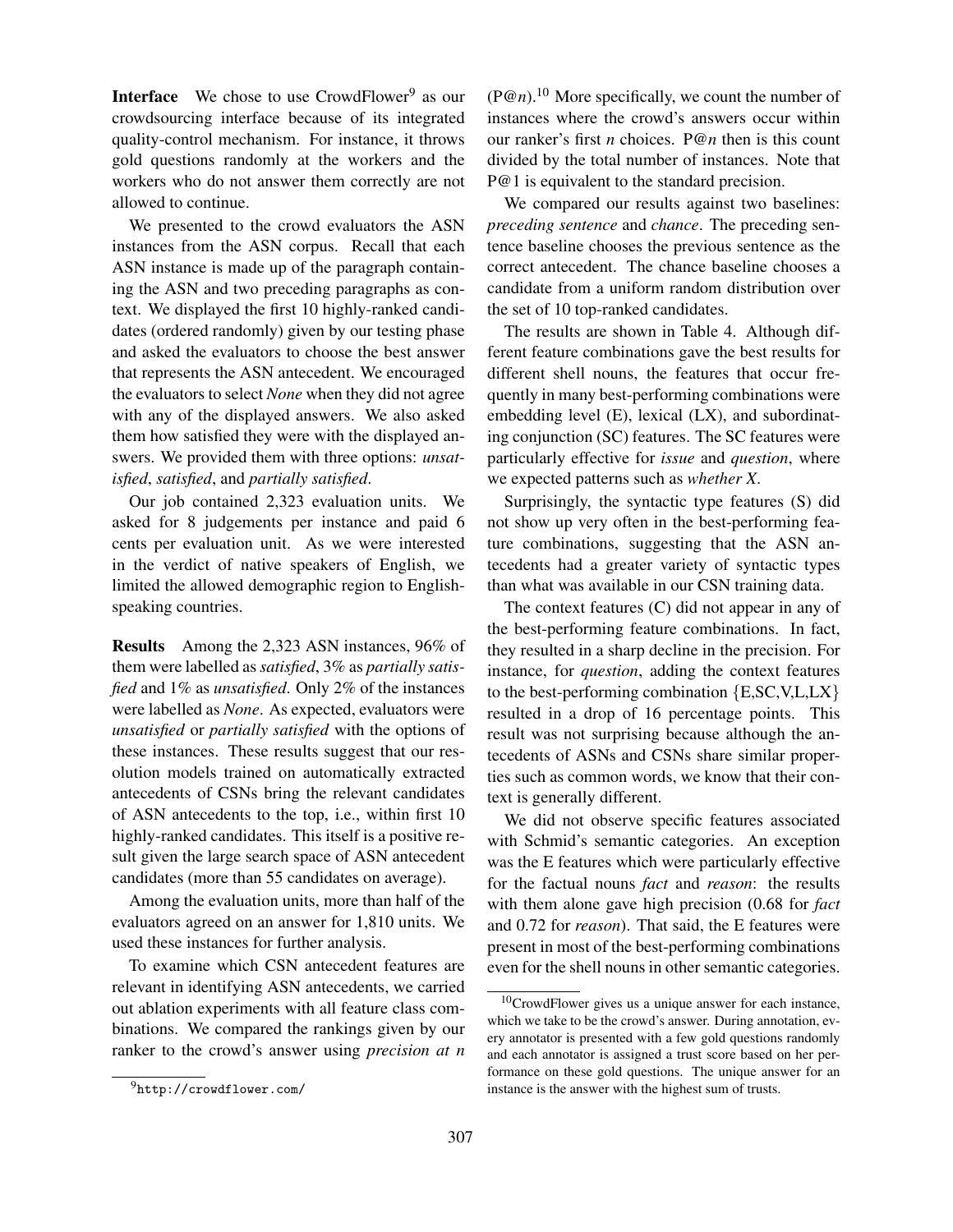**Interface** We chose to use CrowdFlower[9] as our crowdsourcing interface because of its integrated quality-control mechanism. For instance, it throws gold questions randomly at the workers and the workers who do not answer them correctly are not allowed to continue.

We presented to the crowd evaluators the ASN instances from the ASN corpus. Recall that each ASN instance is made up of the paragraph containing the ASN and two preceding paragraphs as context. We displayed the first 10 highly-ranked candidates (ordered randomly) given by our testing phase and asked the evaluators to choose the best answer that represents the ASN antecedent. We encouraged the evaluators to select *None* when they did not agree with any of the displayed answers. We also asked them how satisfied they were with the displayed answers. We provided them with three options: *unsatisfied*, *satisfied*, and *partially satisfied*.

Our job contained 2,323 evaluation units. We asked for 8 judgements per instance and paid 6 cents per evaluation unit. As we were interested in the verdict of native speakers of English, we limited the allowed demographic region to English-speaking countries.

**Results** Among the 2,323 ASN instances, 96% of them were labelled as *satisfied*, 3% as *partially satisfied* and 1% as *unsatisfied*. Only 2% of the instances were labelled as *None*. As expected, evaluators were *unsatisfied* or *partially satisfied* with the options of these instances. These results suggest that our resolution models trained on automatically extracted antecedents of CSNs bring the relevant candidates of ASN antecedents to the top, i.e., within first 10 highly-ranked candidates. This itself is a positive result given the large search space of ASN antecedent candidates (more than 55 candidates on average).

Among the evaluation units, more than half of the evaluators agreed on an answer for 1,810 units. We used these instances for further analysis.

To examine which CSN antecedent features are relevant in identifying ASN antecedents, we carried out ablation experiments with all feature class combinations. We compared the rankings given by our ranker to the crowd's answer using *precision at n* (P@*n*).[10] More specifically, we count the number of instances where the crowd's answers occur within our ranker's first *n* choices. P@*n* then is this count divided by the total number of instances. Note that P@1 is equivalent to the standard precision.

We compared our results against two baselines: *preceding sentence* and *chance*. The preceding sentence baseline chooses the previous sentence as the correct antecedent. The chance baseline chooses a candidate from a uniform random distribution over the set of 10 top-ranked candidates.

The results are shown in Table 4. Although different feature combinations gave the best results for different shell nouns, the features that occur frequently in many best-performing combinations were embedding level (E), lexical (LX), and subordinating conjunction (SC) features. The SC features were particularly effective for *issue* and *question*, where we expected patterns such as *whether X*.

Surprisingly, the syntactic type features (S) did not show up very often in the best-performing feature combinations, suggesting that the ASN antecedents had a greater variety of syntactic types than what was available in our CSN training data.

The context features (C) did not appear in any of the best-performing feature combinations. In fact, they resulted in a sharp decline in the precision. For instance, for *question*, adding the context features to the best-performing combination {E,SC,V,L,LX} resulted in a drop of 16 percentage points. This result was not surprising because although the antecedents of ASNs and CSNs share similar properties such as common words, we know that their context is generally different.

We did not observe specific features associated with Schmid's semantic categories. An exception was the E features which were particularly effective for the factual nouns *fact* and *reason*: the results with them alone gave high precision (0.68 for *fact* and 0.72 for *reason*). That said, the E features were present in most of the best-performing combinations even for the shell nouns in other semantic categories.

[9] http://crowdflower.com/

[10] CrowdFlower gives us a unique answer for each instance, which we take to be the crowd's answer. During annotation, every annotator is presented with a few gold questions randomly and each annotator is assigned a trust score based on her performance on these gold questions. The unique answer for an instance is the answer with the highest sum of trusts.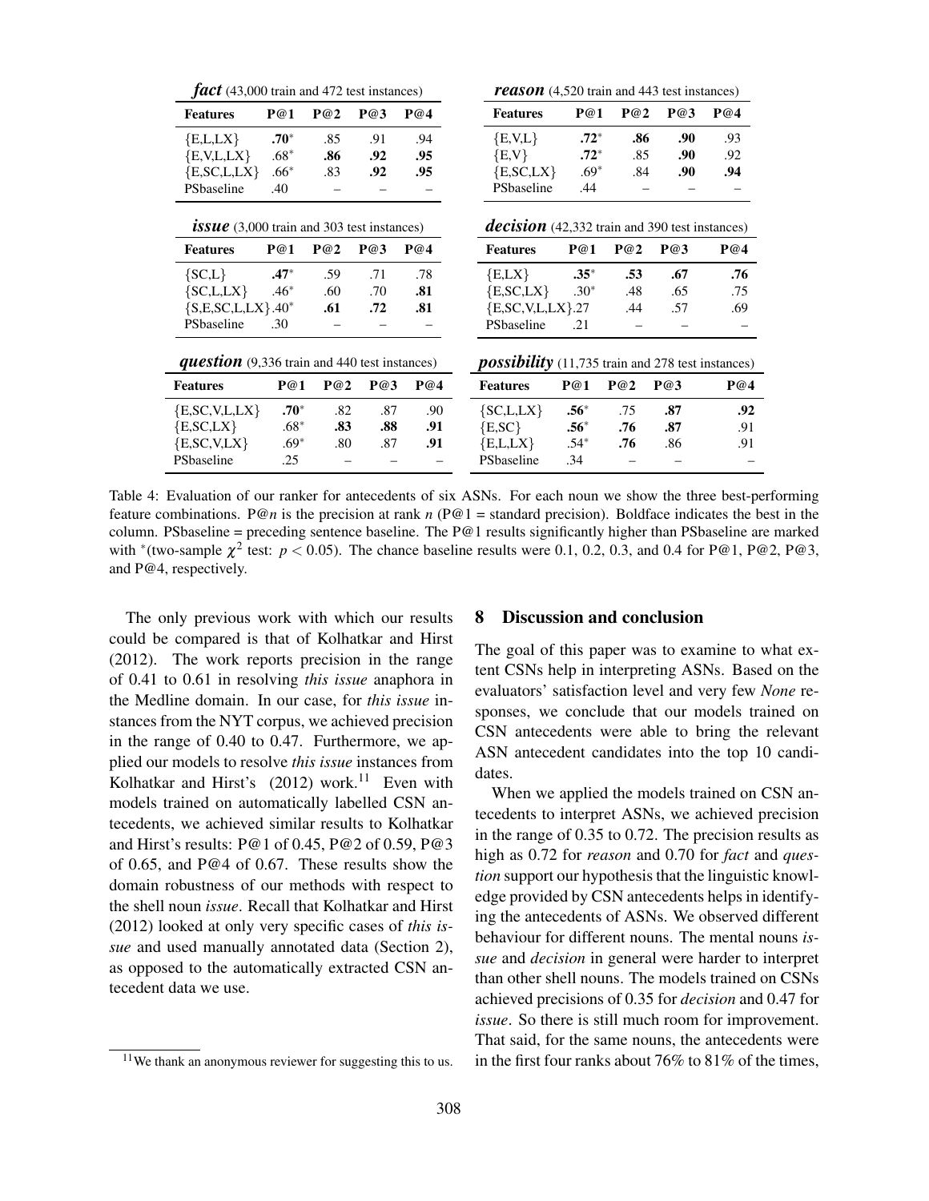***fact*** (43,000 train and 472 test instances)

| Features | P@1 | P@2 | P@3 | P@4 |
|---|---|---|---|---|
| {E,L,LX} | **.70**\* | .85 | .91 | .94 |
| {E,V,L,LX} | .68\* | **.86** | **.92** | **.95** |
| {E,SC,L,LX} | .66\* | .83 | **.92** | **.95** |
| PSbaseline | .40 | – | – | – |

***reason*** (4,520 train and 443 test instances)

| Features | P@1 | P@2 | P@3 | P@4 |
|---|---|---|---|---|
| {E,V,L} | **.72**\* | **.86** | **.90** | .93 |
| {E,V} | **.72**\* | .85 | **.90** | .92 |
| {E,SC,LX} | .69\* | .84 | **.90** | **.94** |
| PSbaseline | .44 | – | – | – |

***issue*** (3,000 train and 303 test instances)

| Features | P@1 | P@2 | P@3 | P@4 |
|---|---|---|---|---|
| {SC,L} | **.47**\* | .59 | .71 | .78 |
| {SC,L,LX} | .46\* | .60 | .70 | **.81** |
| {S,E,SC,L,LX} | .40\* | **.61** | **.72** | **.81** |
| PSbaseline | .30 | – | – | – |

***decision*** (42,332 train and 390 test instances)

| Features | P@1 | P@2 | P@3 | P@4 |
|---|---|---|---|---|
| {E,LX} | **.35**\* | **.53** | **.67** | **.76** |
| {E,SC,LX} | .30\* | .48 | .65 | .75 |
| {E,SC,V,L,LX} | .27 | .44 | .57 | .69 |
| PSbaseline | .21 | – | – | – |

***question*** (9,336 train and 440 test instances)

| Features | P@1 | P@2 | P@3 | P@4 |
|---|---|---|---|---|
| {E,SC,V,L,LX} | **.70**\* | .82 | .87 | .90 |
| {E,SC,LX} | .68\* | **.83** | **.88** | **.91** |
| {E,SC,V,LX} | .69\* | .80 | .87 | **.91** |
| PSbaseline | .25 | – | – | – |

***possibility*** (11,735 train and 278 test instances)

| Features | P@1 | P@2 | P@3 | P@4 |
|---|---|---|---|---|
| {SC,L,LX} | **.56**\* | .75 | **.87** | **.92** |
| {E,SC} | **.56**\* | **.76** | **.87** | .91 |
| {E,L,LX} | .54\* | **.76** | .86 | .91 |
| PSbaseline | .34 | – | – | – |

Table 4: Evaluation of our ranker for antecedents of six ASNs. For each noun we show the three best-performing feature combinations. P@$n$ is the precision at rank $n$ (P@1 = standard precision). Boldface indicates the best in the column. PSbaseline = preceding sentence baseline. The P@1 results significantly higher than PSbaseline are marked with \*(two-sample $\chi^2$ test: $p < 0.05$). The chance baseline results were 0.1, 0.2, 0.3, and 0.4 for P@1, P@2, P@3, and P@4, respectively.

The only previous work with which our results could be compared is that of Kolhatkar and Hirst (2012). The work reports precision in the range of 0.41 to 0.61 in resolving *this issue* anaphora in the Medline domain. In our case, for *this issue* instances from the NYT corpus, we achieved precision in the range of 0.40 to 0.47. Furthermore, we applied our models to resolve *this issue* instances from Kolhatkar and Hirst's (2012) work.[11] Even with models trained on automatically labelled CSN antecedents, we achieved similar results to Kolhatkar and Hirst's results: P@1 of 0.45, P@2 of 0.59, P@3 of 0.65, and P@4 of 0.67. These results show the domain robustness of our methods with respect to the shell noun *issue*. Recall that Kolhatkar and Hirst (2012) looked at only very specific cases of *this issue* and used manually annotated data (Section 2), as opposed to the automatically extracted CSN antecedent data we use.

[11] We thank an anonymous reviewer for suggesting this to us.

## 8 Discussion and conclusion

The goal of this paper was to examine to what extent CSNs help in interpreting ASNs. Based on the evaluators' satisfaction level and very few *None* responses, we conclude that our models trained on CSN antecedents were able to bring the relevant ASN antecedent candidates into the top 10 candidates.

When we applied the models trained on CSN antecedents to interpret ASNs, we achieved precision in the range of 0.35 to 0.72. The precision results as high as 0.72 for *reason* and 0.70 for *fact* and *question* support our hypothesis that the linguistic knowledge provided by CSN antecedents helps in identifying the antecedents of ASNs. We observed different behaviour for different nouns. The mental nouns *issue* and *decision* in general were harder to interpret than other shell nouns. The models trained on CSNs achieved precisions of 0.35 for *decision* and 0.47 for *issue*. So there is still much room for improvement. That said, for the same nouns, the antecedents were in the first four ranks about 76% to 81% of the times,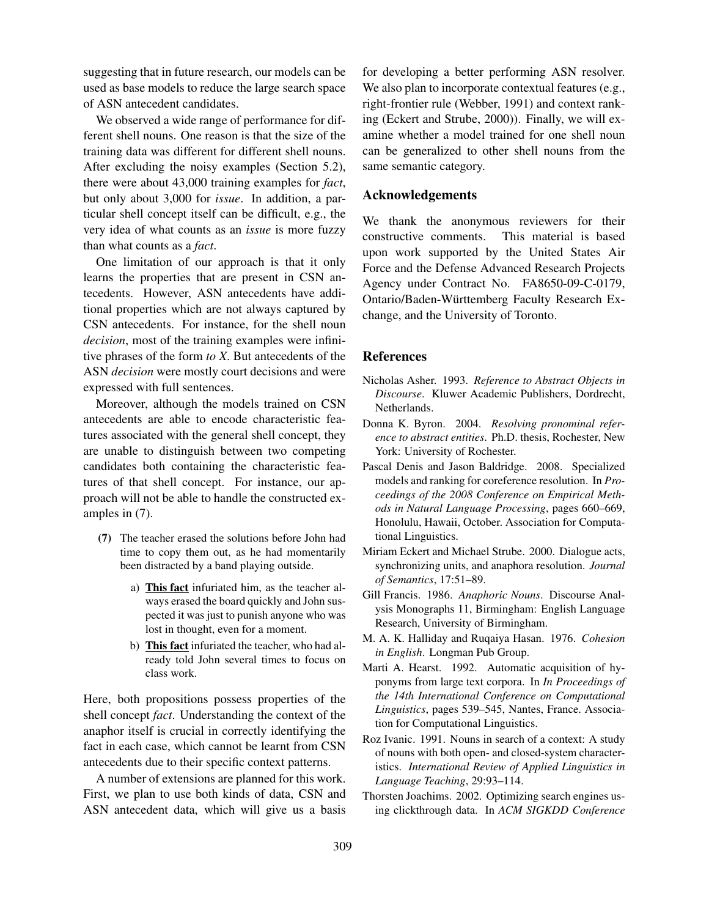suggesting that in future research, our models can be used as base models to reduce the large search space of ASN antecedent candidates.

We observed a wide range of performance for different shell nouns. One reason is that the size of the training data was different for different shell nouns. After excluding the noisy examples (Section 5.2), there were about 43,000 training examples for *fact*, but only about 3,000 for *issue*. In addition, a particular shell concept itself can be difficult, e.g., the very idea of what counts as an *issue* is more fuzzy than what counts as a *fact*.

One limitation of our approach is that it only learns the properties that are present in CSN antecedents. However, ASN antecedents have additional properties which are not always captured by CSN antecedents. For instance, for the shell noun *decision*, most of the training examples were infinitive phrases of the form *to X*. But antecedents of the ASN *decision* were mostly court decisions and were expressed with full sentences.

Moreover, although the models trained on CSN antecedents are able to encode characteristic features associated with the general shell concept, they are unable to distinguish between two competing candidates both containing the characteristic features of that shell concept. For instance, our approach will not be able to handle the constructed examples in (7).

**(7)** The teacher erased the solutions before John had time to copy them out, as he had momentarily been distracted by a band playing outside.

a) **This fact** infuriated him, as the teacher always erased the board quickly and John suspected it was just to punish anyone who was lost in thought, even for a moment.

b) **This fact** infuriated the teacher, who had already told John several times to focus on class work.

Here, both propositions possess properties of the shell concept *fact*. Understanding the context of the anaphor itself is crucial in correctly identifying the fact in each case, which cannot be learnt from CSN antecedents due to their specific context patterns.

A number of extensions are planned for this work. First, we plan to use both kinds of data, CSN and ASN antecedent data, which will give us a basis for developing a better performing ASN resolver. We also plan to incorporate contextual features (e.g., right-frontier rule (Webber, 1991) and context ranking (Eckert and Strube, 2000)). Finally, we will examine whether a model trained for one shell noun can be generalized to other shell nouns from the same semantic category.

## Acknowledgements

We thank the anonymous reviewers for their constructive comments. This material is based upon work supported by the United States Air Force and the Defense Advanced Research Projects Agency under Contract No. FA8650-09-C-0179, Ontario/Baden-Württemberg Faculty Research Exchange, and the University of Toronto.

## References

Nicholas Asher. 1993. *Reference to Abstract Objects in Discourse*. Kluwer Academic Publishers, Dordrecht, Netherlands.

Donna K. Byron. 2004. *Resolving pronominal reference to abstract entities*. Ph.D. thesis, Rochester, New York: University of Rochester.

Pascal Denis and Jason Baldridge. 2008. Specialized models and ranking for coreference resolution. In *Proceedings of the 2008 Conference on Empirical Methods in Natural Language Processing*, pages 660–669, Honolulu, Hawaii, October. Association for Computational Linguistics.

Miriam Eckert and Michael Strube. 2000. Dialogue acts, synchronizing units, and anaphora resolution. *Journal of Semantics*, 17:51–89.

Gill Francis. 1986. *Anaphoric Nouns*. Discourse Analysis Monographs 11, Birmingham: English Language Research, University of Birmingham.

M. A. K. Halliday and Ruqaiya Hasan. 1976. *Cohesion in English*. Longman Pub Group.

Marti A. Hearst. 1992. Automatic acquisition of hyponyms from large text corpora. In *In Proceedings of the 14th International Conference on Computational Linguistics*, pages 539–545, Nantes, France. Association for Computational Linguistics.

Roz Ivanic. 1991. Nouns in search of a context: A study of nouns with both open- and closed-system characteristics. *International Review of Applied Linguistics in Language Teaching*, 29:93–114.

Thorsten Joachims. 2002. Optimizing search engines using clickthrough data. In *ACM SIGKDD Conference*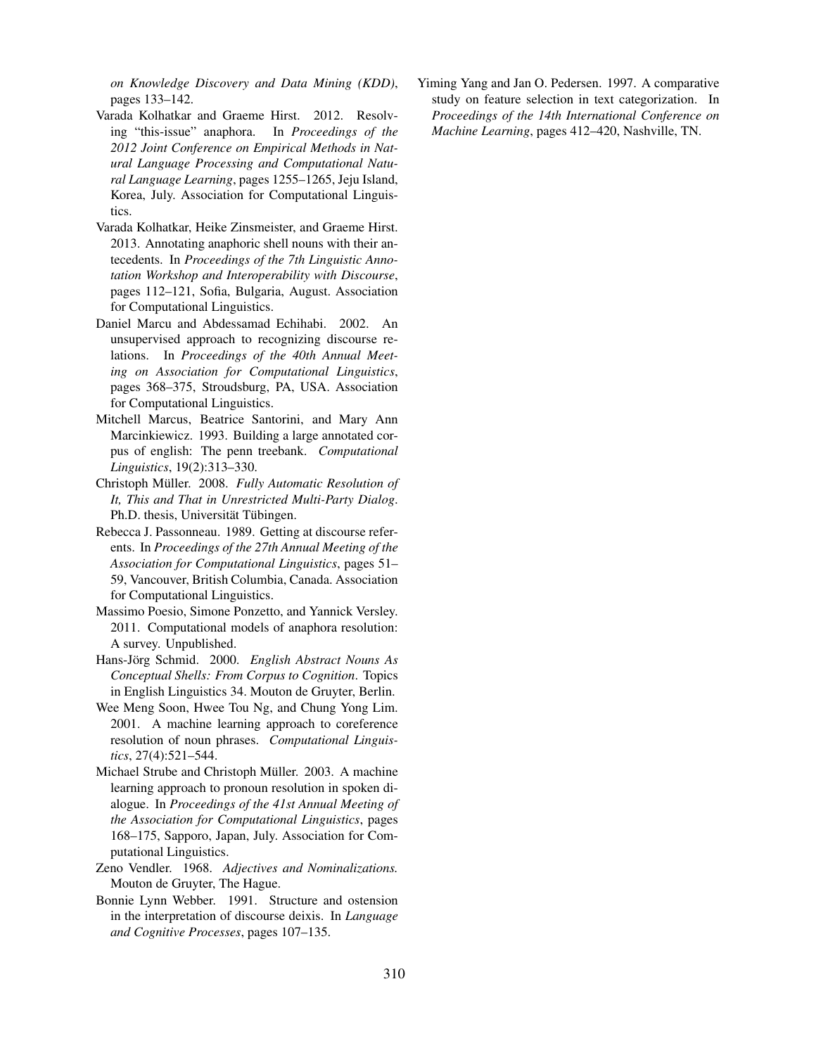*on Knowledge Discovery and Data Mining (KDD)*, pages 133–142.

Varada Kolhatkar and Graeme Hirst. 2012. Resolving "this-issue" anaphora. In *Proceedings of the 2012 Joint Conference on Empirical Methods in Natural Language Processing and Computational Natural Language Learning*, pages 1255–1265, Jeju Island, Korea, July. Association for Computational Linguistics.

Varada Kolhatkar, Heike Zinsmeister, and Graeme Hirst. 2013. Annotating anaphoric shell nouns with their antecedents. In *Proceedings of the 7th Linguistic Annotation Workshop and Interoperability with Discourse*, pages 112–121, Sofia, Bulgaria, August. Association for Computational Linguistics.

Daniel Marcu and Abdessamad Echihabi. 2002. An unsupervised approach to recognizing discourse relations. In *Proceedings of the 40th Annual Meeting on Association for Computational Linguistics*, pages 368–375, Stroudsburg, PA, USA. Association for Computational Linguistics.

Mitchell Marcus, Beatrice Santorini, and Mary Ann Marcinkiewicz. 1993. Building a large annotated corpus of english: The penn treebank. *Computational Linguistics*, 19(2):313–330.

Christoph Müller. 2008. *Fully Automatic Resolution of It, This and That in Unrestricted Multi-Party Dialog*. Ph.D. thesis, Universität Tübingen.

Rebecca J. Passonneau. 1989. Getting at discourse referents. In *Proceedings of the 27th Annual Meeting of the Association for Computational Linguistics*, pages 51–59, Vancouver, British Columbia, Canada. Association for Computational Linguistics.

Massimo Poesio, Simone Ponzetto, and Yannick Versley. 2011. Computational models of anaphora resolution: A survey. Unpublished.

Hans-Jörg Schmid. 2000. *English Abstract Nouns As Conceptual Shells: From Corpus to Cognition*. Topics in English Linguistics 34. Mouton de Gruyter, Berlin.

Wee Meng Soon, Hwee Tou Ng, and Chung Yong Lim. 2001. A machine learning approach to coreference resolution of noun phrases. *Computational Linguistics*, 27(4):521–544.

Michael Strube and Christoph Müller. 2003. A machine learning approach to pronoun resolution in spoken dialogue. In *Proceedings of the 41st Annual Meeting of the Association for Computational Linguistics*, pages 168–175, Sapporo, Japan, July. Association for Computational Linguistics.

Zeno Vendler. 1968. *Adjectives and Nominalizations.* Mouton de Gruyter, The Hague.

Bonnie Lynn Webber. 1991. Structure and ostension in the interpretation of discourse deixis. In *Language and Cognitive Processes*, pages 107–135.

Yiming Yang and Jan O. Pedersen. 1997. A comparative study on feature selection in text categorization. In *Proceedings of the 14th International Conference on Machine Learning*, pages 412–420, Nashville, TN.